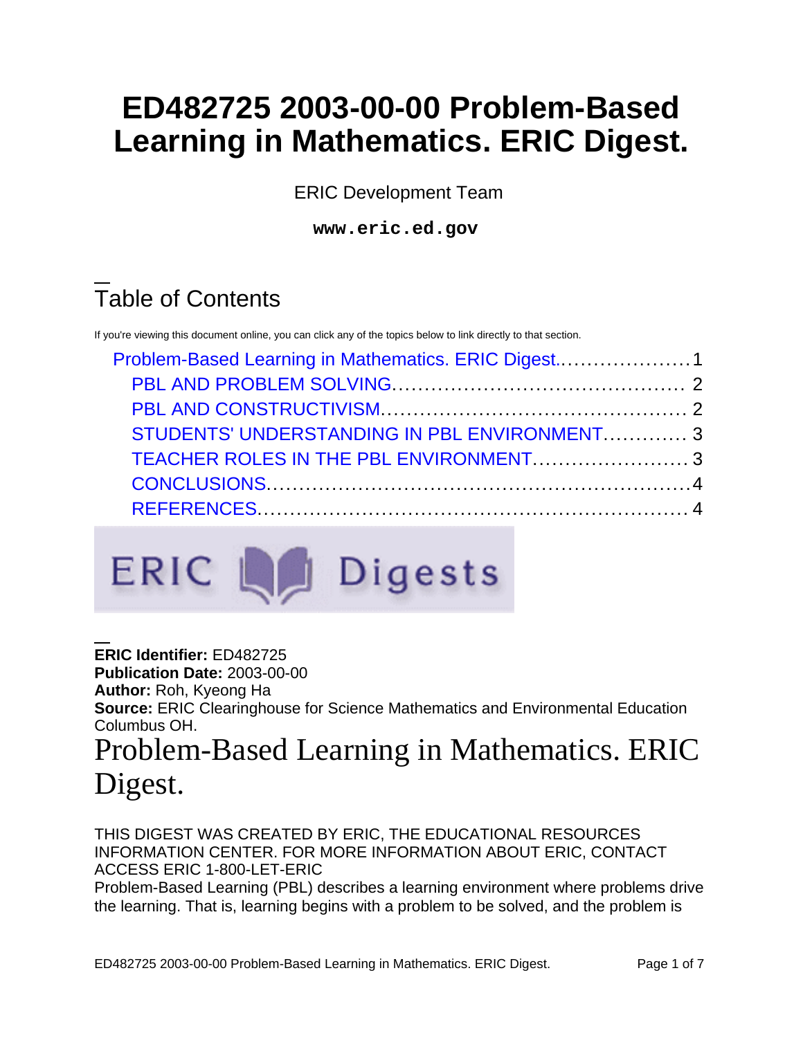# ED482725 2003-00-00 Problem-Based Learning in Mathematics. ERIC Digest.

ERIC Development Team

**www.eric.ed.gov**

## Table of Contents

If you're viewing this document online, you can click any of the topics below to link directly to that section.

- Problem-Based Learning in Mathematics. ERIC Digest.....................1
  - PBL AND PROBLEM SOLVING............................................. 2
  - PBL AND CONSTRUCTIVISM.............................................. 2
  - STUDENTS' UNDERSTANDING IN PBL ENVIRONMENT............. 3
  - TEACHER ROLES IN THE PBL ENVIRONMENT........................ 3
  - CONCLUSIONS.................................................................4
  - REFERENCES.................................................................. 4

**ERIC Identifier:** ED482725
**Publication Date:** 2003-00-00
**Author:** Roh, Kyeong Ha
**Source:** ERIC Clearinghouse for Science Mathematics and Environmental Education Columbus OH.

# Problem-Based Learning in Mathematics. ERIC Digest.

THIS DIGEST WAS CREATED BY ERIC, THE EDUCATIONAL RESOURCES INFORMATION CENTER. FOR MORE INFORMATION ABOUT ERIC, CONTACT ACCESS ERIC 1-800-LET-ERIC

Problem-Based Learning (PBL) describes a learning environment where problems drive the learning. That is, learning begins with a problem to be solved, and the problem is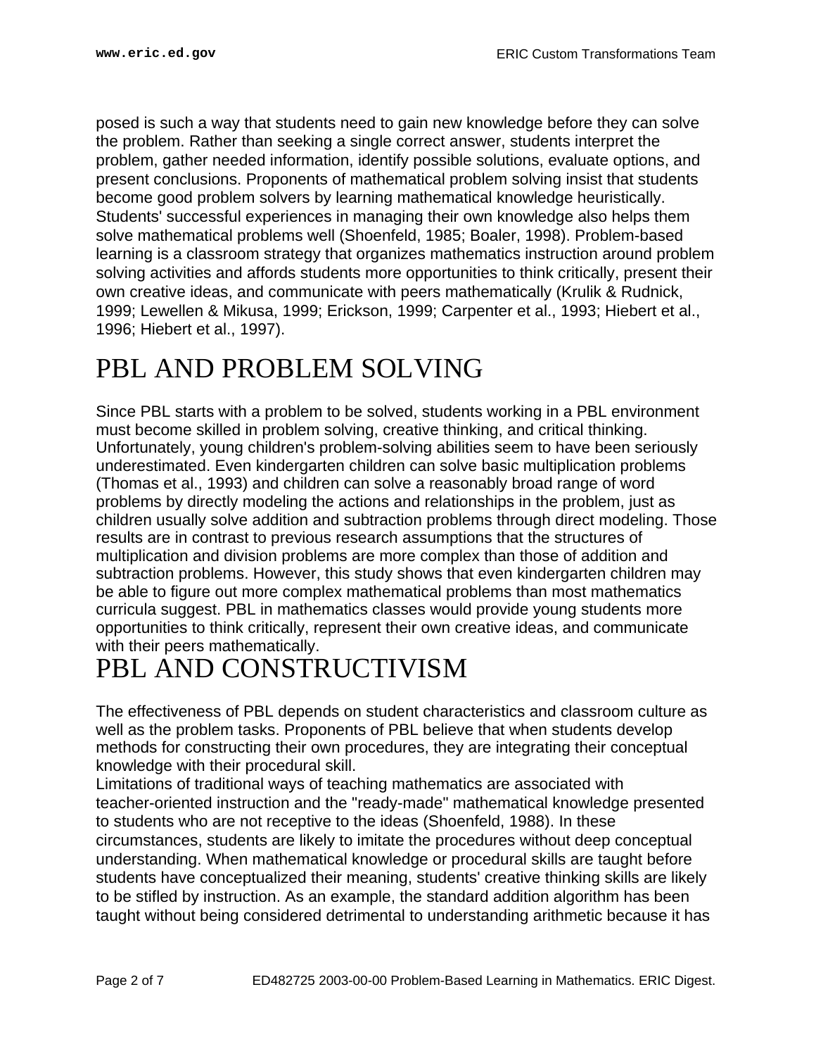posed is such a way that students need to gain new knowledge before they can solve the problem. Rather than seeking a single correct answer, students interpret the problem, gather needed information, identify possible solutions, evaluate options, and present conclusions. Proponents of mathematical problem solving insist that students become good problem solvers by learning mathematical knowledge heuristically. Students' successful experiences in managing their own knowledge also helps them solve mathematical problems well (Shoenfeld, 1985; Boaler, 1998). Problem-based learning is a classroom strategy that organizes mathematics instruction around problem solving activities and affords students more opportunities to think critically, present their own creative ideas, and communicate with peers mathematically (Krulik & Rudnick, 1999; Lewellen & Mikusa, 1999; Erickson, 1999; Carpenter et al., 1993; Hiebert et al., 1996; Hiebert et al., 1997).

# PBL AND PROBLEM SOLVING

Since PBL starts with a problem to be solved, students working in a PBL environment must become skilled in problem solving, creative thinking, and critical thinking. Unfortunately, young children's problem-solving abilities seem to have been seriously underestimated. Even kindergarten children can solve basic multiplication problems (Thomas et al., 1993) and children can solve a reasonably broad range of word problems by directly modeling the actions and relationships in the problem, just as children usually solve addition and subtraction problems through direct modeling. Those results are in contrast to previous research assumptions that the structures of multiplication and division problems are more complex than those of addition and subtraction problems. However, this study shows that even kindergarten children may be able to figure out more complex mathematical problems than most mathematics curricula suggest. PBL in mathematics classes would provide young students more opportunities to think critically, represent their own creative ideas, and communicate with their peers mathematically.

# PBL AND CONSTRUCTIVISM

The effectiveness of PBL depends on student characteristics and classroom culture as well as the problem tasks. Proponents of PBL believe that when students develop methods for constructing their own procedures, they are integrating their conceptual knowledge with their procedural skill.

Limitations of traditional ways of teaching mathematics are associated with teacher-oriented instruction and the "ready-made" mathematical knowledge presented to students who are not receptive to the ideas (Shoenfeld, 1988). In these circumstances, students are likely to imitate the procedures without deep conceptual understanding. When mathematical knowledge or procedural skills are taught before students have conceptualized their meaning, students' creative thinking skills are likely to be stifled by instruction. As an example, the standard addition algorithm has been taught without being considered detrimental to understanding arithmetic because it has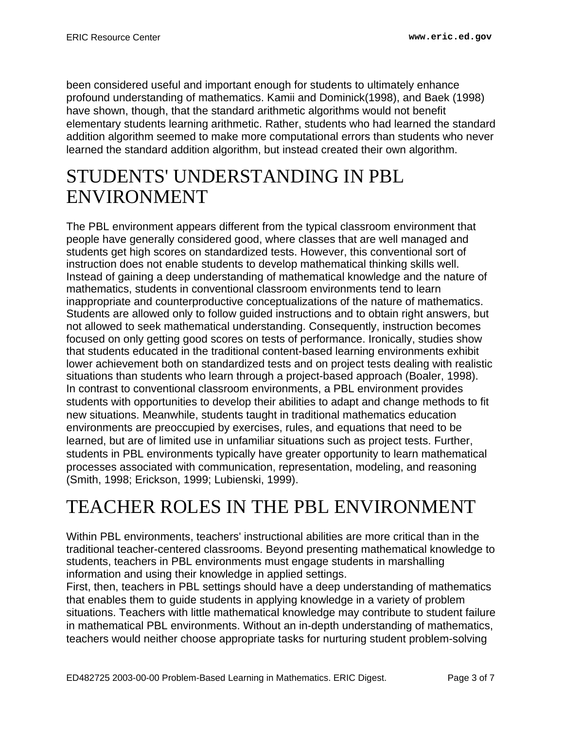been considered useful and important enough for students to ultimately enhance profound understanding of mathematics. Kamii and Dominick(1998), and Baek (1998) have shown, though, that the standard arithmetic algorithms would not benefit elementary students learning arithmetic. Rather, students who had learned the standard addition algorithm seemed to make more computational errors than students who never learned the standard addition algorithm, but instead created their own algorithm.

# STUDENTS' UNDERSTANDING IN PBL ENVIRONMENT

The PBL environment appears different from the typical classroom environment that people have generally considered good, where classes that are well managed and students get high scores on standardized tests. However, this conventional sort of instruction does not enable students to develop mathematical thinking skills well. Instead of gaining a deep understanding of mathematical knowledge and the nature of mathematics, students in conventional classroom environments tend to learn inappropriate and counterproductive conceptualizations of the nature of mathematics. Students are allowed only to follow guided instructions and to obtain right answers, but not allowed to seek mathematical understanding. Consequently, instruction becomes focused on only getting good scores on tests of performance. Ironically, studies show that students educated in the traditional content-based learning environments exhibit lower achievement both on standardized tests and on project tests dealing with realistic situations than students who learn through a project-based approach (Boaler, 1998).
In contrast to conventional classroom environments, a PBL environment provides students with opportunities to develop their abilities to adapt and change methods to fit new situations. Meanwhile, students taught in traditional mathematics education environments are preoccupied by exercises, rules, and equations that need to be learned, but are of limited use in unfamiliar situations such as project tests. Further, students in PBL environments typically have greater opportunity to learn mathematical processes associated with communication, representation, modeling, and reasoning (Smith, 1998; Erickson, 1999; Lubienski, 1999).

# TEACHER ROLES IN THE PBL ENVIRONMENT

Within PBL environments, teachers' instructional abilities are more critical than in the traditional teacher-centered classrooms. Beyond presenting mathematical knowledge to students, teachers in PBL environments must engage students in marshalling information and using their knowledge in applied settings.
First, then, teachers in PBL settings should have a deep understanding of mathematics that enables them to guide students in applying knowledge in a variety of problem situations. Teachers with little mathematical knowledge may contribute to student failure in mathematical PBL environments. Without an in-depth understanding of mathematics, teachers would neither choose appropriate tasks for nurturing student problem-solving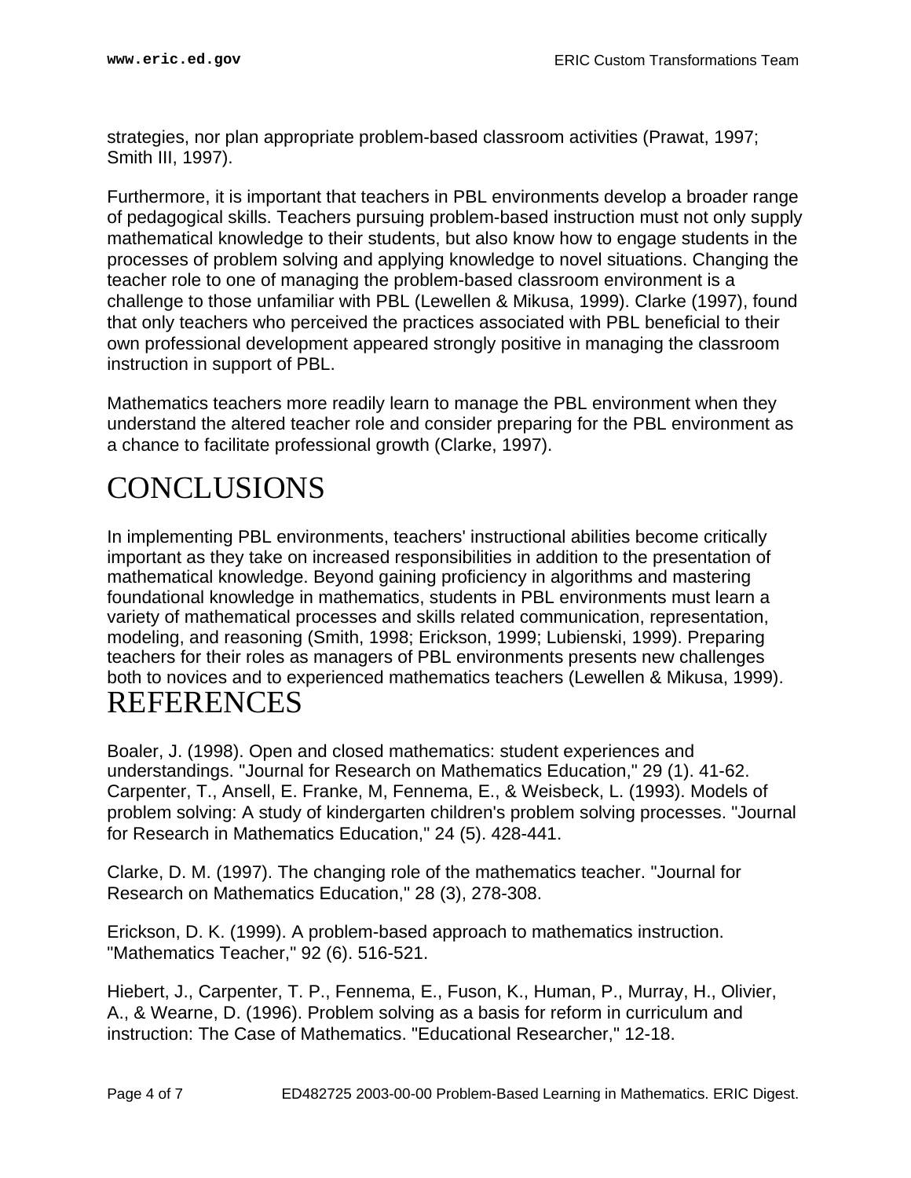strategies, nor plan appropriate problem-based classroom activities (Prawat, 1997; Smith III, 1997).

Furthermore, it is important that teachers in PBL environments develop a broader range of pedagogical skills. Teachers pursuing problem-based instruction must not only supply mathematical knowledge to their students, but also know how to engage students in the processes of problem solving and applying knowledge to novel situations. Changing the teacher role to one of managing the problem-based classroom environment is a challenge to those unfamiliar with PBL (Lewellen & Mikusa, 1999). Clarke (1997), found that only teachers who perceived the practices associated with PBL beneficial to their own professional development appeared strongly positive in managing the classroom instruction in support of PBL.

Mathematics teachers more readily learn to manage the PBL environment when they understand the altered teacher role and consider preparing for the PBL environment as a chance to facilitate professional growth (Clarke, 1997).

# CONCLUSIONS

In implementing PBL environments, teachers' instructional abilities become critically important as they take on increased responsibilities in addition to the presentation of mathematical knowledge. Beyond gaining proficiency in algorithms and mastering foundational knowledge in mathematics, students in PBL environments must learn a variety of mathematical processes and skills related communication, representation, modeling, and reasoning (Smith, 1998; Erickson, 1999; Lubienski, 1999). Preparing teachers for their roles as managers of PBL environments presents new challenges both to novices and to experienced mathematics teachers (Lewellen & Mikusa, 1999).

# REFERENCES

Boaler, J. (1998). Open and closed mathematics: student experiences and understandings. "Journal for Research on Mathematics Education," 29 (1). 41-62. Carpenter, T., Ansell, E. Franke, M, Fennema, E., & Weisbeck, L. (1993). Models of problem solving: A study of kindergarten children's problem solving processes. "Journal for Research in Mathematics Education," 24 (5). 428-441.

Clarke, D. M. (1997). The changing role of the mathematics teacher. "Journal for Research on Mathematics Education," 28 (3), 278-308.

Erickson, D. K. (1999). A problem-based approach to mathematics instruction. "Mathematics Teacher," 92 (6). 516-521.

Hiebert, J., Carpenter, T. P., Fennema, E., Fuson, K., Human, P., Murray, H., Olivier, A., & Wearne, D. (1996). Problem solving as a basis for reform in curriculum and instruction: The Case of Mathematics. "Educational Researcher," 12-18.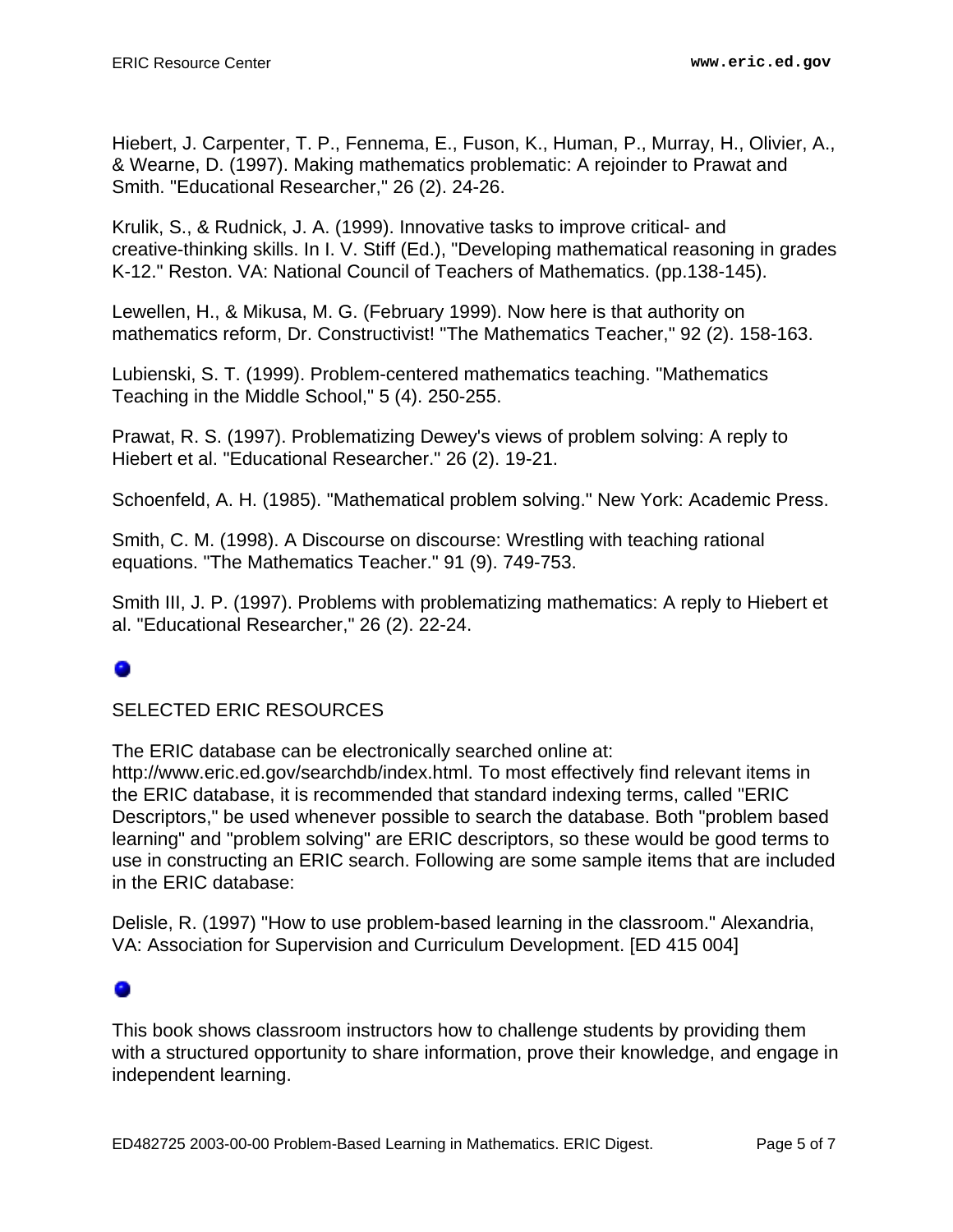Hiebert, J. Carpenter, T. P., Fennema, E., Fuson, K., Human, P., Murray, H., Olivier, A., & Wearne, D. (1997). Making mathematics problematic: A rejoinder to Prawat and Smith. "Educational Researcher," 26 (2). 24-26.

Krulik, S., & Rudnick, J. A. (1999). Innovative tasks to improve critical- and creative-thinking skills. In I. V. Stiff (Ed.), "Developing mathematical reasoning in grades K-12." Reston. VA: National Council of Teachers of Mathematics. (pp.138-145).

Lewellen, H., & Mikusa, M. G. (February 1999). Now here is that authority on mathematics reform, Dr. Constructivist! "The Mathematics Teacher," 92 (2). 158-163.

Lubienski, S. T. (1999). Problem-centered mathematics teaching. "Mathematics Teaching in the Middle School," 5 (4). 250-255.

Prawat, R. S. (1997). Problematizing Dewey's views of problem solving: A reply to Hiebert et al. "Educational Researcher." 26 (2). 19-21.

Schoenfeld, A. H. (1985). "Mathematical problem solving." New York: Academic Press.

Smith, C. M. (1998). A Discourse on discourse: Wrestling with teaching rational equations. "The Mathematics Teacher." 91 (9). 749-753.

Smith III, J. P. (1997). Problems with problematizing mathematics: A reply to Hiebert et al. "Educational Researcher," 26 (2). 22-24.

## SELECTED ERIC RESOURCES

The ERIC database can be electronically searched online at: http://www.eric.ed.gov/searchdb/index.html. To most effectively find relevant items in the ERIC database, it is recommended that standard indexing terms, called "ERIC Descriptors," be used whenever possible to search the database. Both "problem based learning" and "problem solving" are ERIC descriptors, so these would be good terms to use in constructing an ERIC search. Following are some sample items that are included in the ERIC database:

Delisle, R. (1997) "How to use problem-based learning in the classroom." Alexandria, VA: Association for Supervision and Curriculum Development. [ED 415 004]

This book shows classroom instructors how to challenge students by providing them with a structured opportunity to share information, prove their knowledge, and engage in independent learning.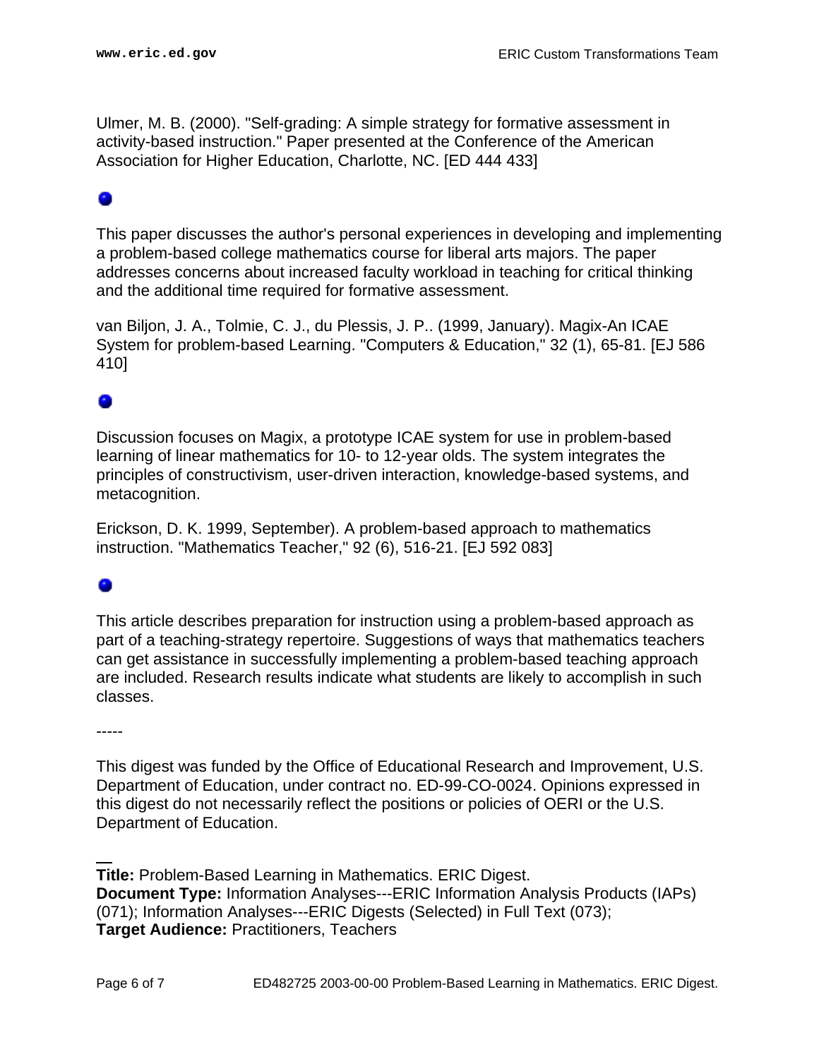Ulmer, M. B. (2000). "Self-grading: A simple strategy for formative assessment in activity-based instruction." Paper presented at the Conference of the American Association for Higher Education, Charlotte, NC. [ED 444 433]

This paper discusses the author's personal experiences in developing and implementing a problem-based college mathematics course for liberal arts majors. The paper addresses concerns about increased faculty workload in teaching for critical thinking and the additional time required for formative assessment.

van Biljon, J. A., Tolmie, C. J., du Plessis, J. P.. (1999, January). Magix-An ICAE System for problem-based Learning. "Computers & Education," 32 (1), 65-81. [EJ 586 410]

Discussion focuses on Magix, a prototype ICAE system for use in problem-based learning of linear mathematics for 10- to 12-year olds. The system integrates the principles of constructivism, user-driven interaction, knowledge-based systems, and metacognition.

Erickson, D. K. 1999, September). A problem-based approach to mathematics instruction. "Mathematics Teacher," 92 (6), 516-21. [EJ 592 083]

This article describes preparation for instruction using a problem-based approach as part of a teaching-strategy repertoire. Suggestions of ways that mathematics teachers can get assistance in successfully implementing a problem-based teaching approach are included. Research results indicate what students are likely to accomplish in such classes.

-----

This digest was funded by the Office of Educational Research and Improvement, U.S. Department of Education, under contract no. ED-99-CO-0024. Opinions expressed in this digest do not necessarily reflect the positions or policies of OERI or the U.S. Department of Education.

---

**Title:** Problem-Based Learning in Mathematics. ERIC Digest.
**Document Type:** Information Analyses---ERIC Information Analysis Products (IAPs) (071); Information Analyses---ERIC Digests (Selected) in Full Text (073);
**Target Audience:** Practitioners, Teachers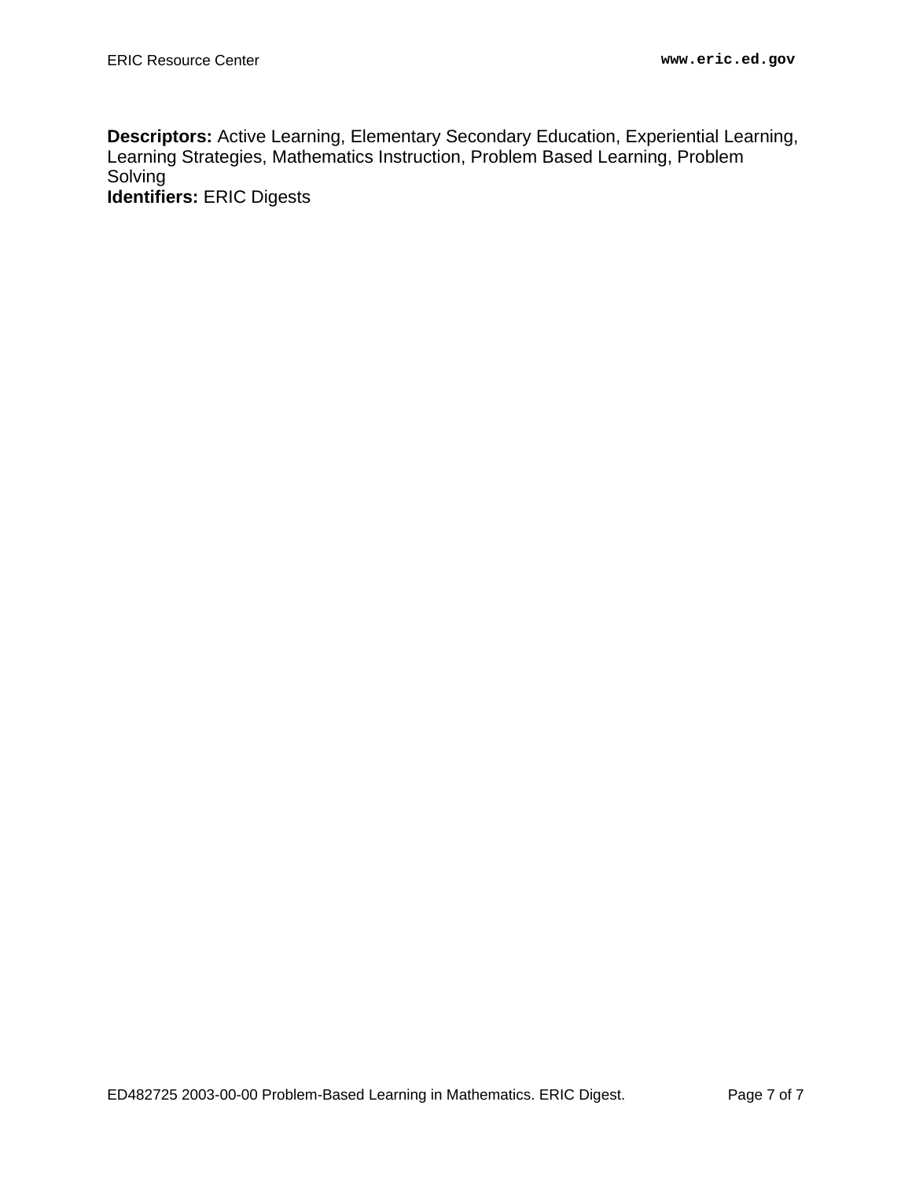**Descriptors:** Active Learning, Elementary Secondary Education, Experiential Learning, Learning Strategies, Mathematics Instruction, Problem Based Learning, Problem Solving
**Identifiers:** ERIC Digests